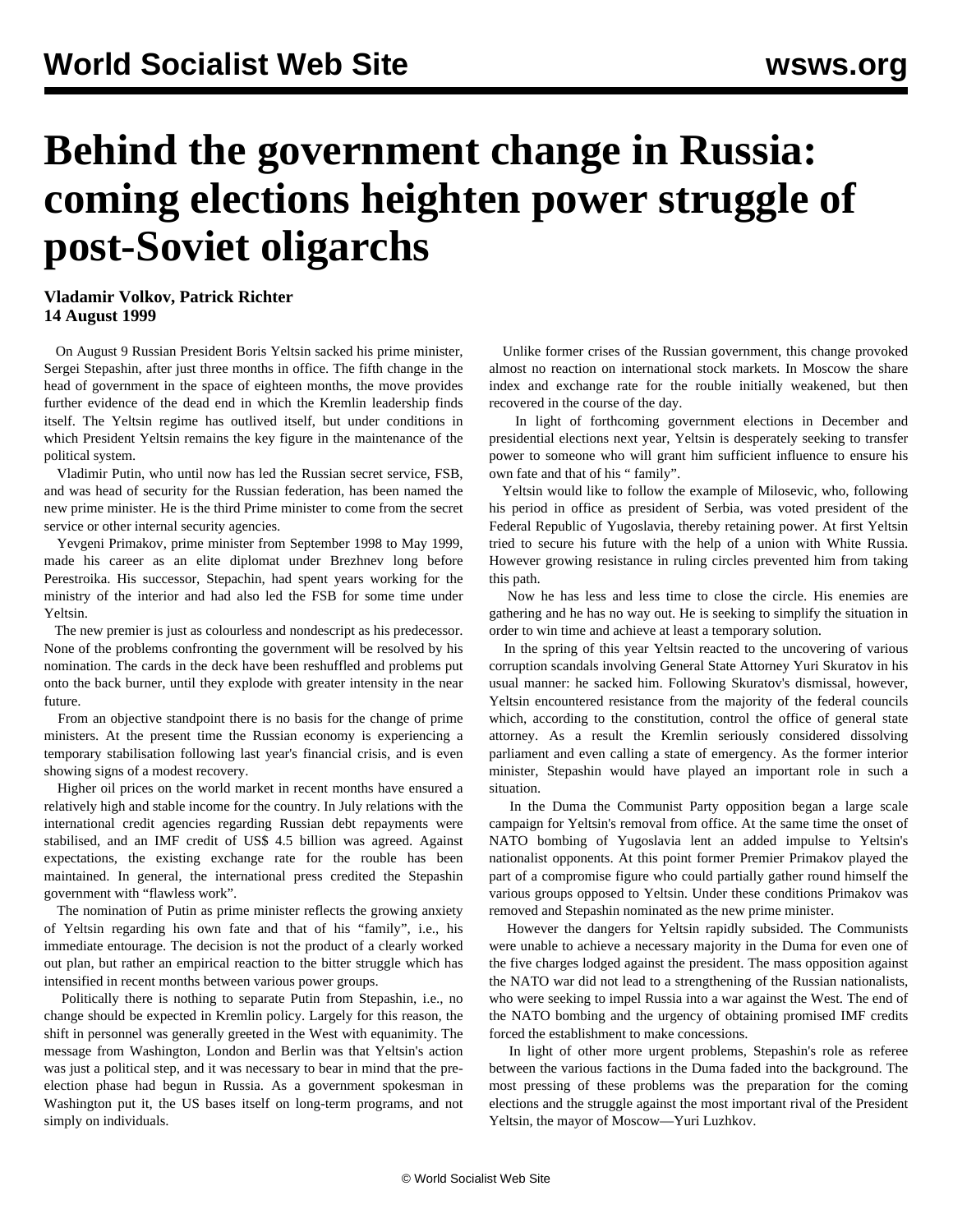# Behind the government change in Russia: coming elections heighten power struggle of post-Soviet oligarchs

**Vladimir Volkov, Patrick Richter**
**14 August 1999**

On August 9 Russian President Boris Yeltsin sacked his prime minister, Sergei Stepashin, after just three months in office. The fifth change in the head of government in the space of eighteen months, the move provides further evidence of the dead end in which the Kremlin leadership finds itself. The Yeltsin regime has outlived itself, but under conditions in which President Yeltsin remains the key figure in the maintenance of the political system.

Vladimir Putin, who until now has led the Russian secret service, FSB, and was head of security for the Russian federation, has been named the new prime minister. He is the third Prime minister to come from the secret service or other internal security agencies.

Yevgeni Primakov, prime minister from September 1998 to May 1999, made his career as an elite diplomat under Brezhnev long before Perestroika. His successor, Stepachin, had spent years working for the ministry of the interior and had also led the FSB for some time under Yeltsin.

The new premier is just as colourless and nondescript as his predecessor. None of the problems confronting the government will be resolved by his nomination. The cards in the deck have been reshuffled and problems put onto the back burner, until they explode with greater intensity in the near future.

From an objective standpoint there is no basis for the change of prime ministers. At the present time the Russian economy is experiencing a temporary stabilisation following last year's financial crisis, and is even showing signs of a modest recovery.

Higher oil prices on the world market in recent months have ensured a relatively high and stable income for the country. In July relations with the international credit agencies regarding Russian debt repayments were stabilised, and an IMF credit of US$ 4.5 billion was agreed. Against expectations, the existing exchange rate for the rouble has been maintained. In general, the international press credited the Stepashin government with "flawless work".

The nomination of Putin as prime minister reflects the growing anxiety of Yeltsin regarding his own fate and that of his "family", i.e., his immediate entourage. The decision is not the product of a clearly worked out plan, but rather an empirical reaction to the bitter struggle which has intensified in recent months between various power groups.

Politically there is nothing to separate Putin from Stepashin, i.e., no change should be expected in Kremlin policy. Largely for this reason, the shift in personnel was generally greeted in the West with equanimity. The message from Washington, London and Berlin was that Yeltsin's action was just a political step, and it was necessary to bear in mind that the pre-election phase had begun in Russia. As a government spokesman in Washington put it, the US bases itself on long-term programs, and not simply on individuals.

Unlike former crises of the Russian government, this change provoked almost no reaction on international stock markets. In Moscow the share index and exchange rate for the rouble initially weakened, but then recovered in the course of the day.

In light of forthcoming government elections in December and presidential elections next year, Yeltsin is desperately seeking to transfer power to someone who will grant him sufficient influence to ensure his own fate and that of his " family".

Yeltsin would like to follow the example of Milosevic, who, following his period in office as president of Serbia, was voted president of the Federal Republic of Yugoslavia, thereby retaining power. At first Yeltsin tried to secure his future with the help of a union with White Russia. However growing resistance in ruling circles prevented him from taking this path.

Now he has less and less time to close the circle. His enemies are gathering and he has no way out. He is seeking to simplify the situation in order to win time and achieve at least a temporary solution.

In the spring of this year Yeltsin reacted to the uncovering of various corruption scandals involving General State Attorney Yuri Skuratov in his usual manner: he sacked him. Following Skuratov's dismissal, however, Yeltsin encountered resistance from the majority of the federal councils which, according to the constitution, control the office of general state attorney. As a result the Kremlin seriously considered dissolving parliament and even calling a state of emergency. As the former interior minister, Stepashin would have played an important role in such a situation.

In the Duma the Communist Party opposition began a large scale campaign for Yeltsin's removal from office. At the same time the onset of NATO bombing of Yugoslavia lent an added impulse to Yeltsin's nationalist opponents. At this point former Premier Primakov played the part of a compromise figure who could partially gather round himself the various groups opposed to Yeltsin. Under these conditions Primakov was removed and Stepashin nominated as the new prime minister.

However the dangers for Yeltsin rapidly subsided. The Communists were unable to achieve a necessary majority in the Duma for even one of the five charges lodged against the president. The mass opposition against the NATO war did not lead to a strengthening of the Russian nationalists, who were seeking to impel Russia into a war against the West. The end of the NATO bombing and the urgency of obtaining promised IMF credits forced the establishment to make concessions.

In light of other more urgent problems, Stepashin's role as referee between the various factions in the Duma faded into the background. The most pressing of these problems was the preparation for the coming elections and the struggle against the most important rival of the President Yeltsin, the mayor of Moscow—Yuri Luzhkov.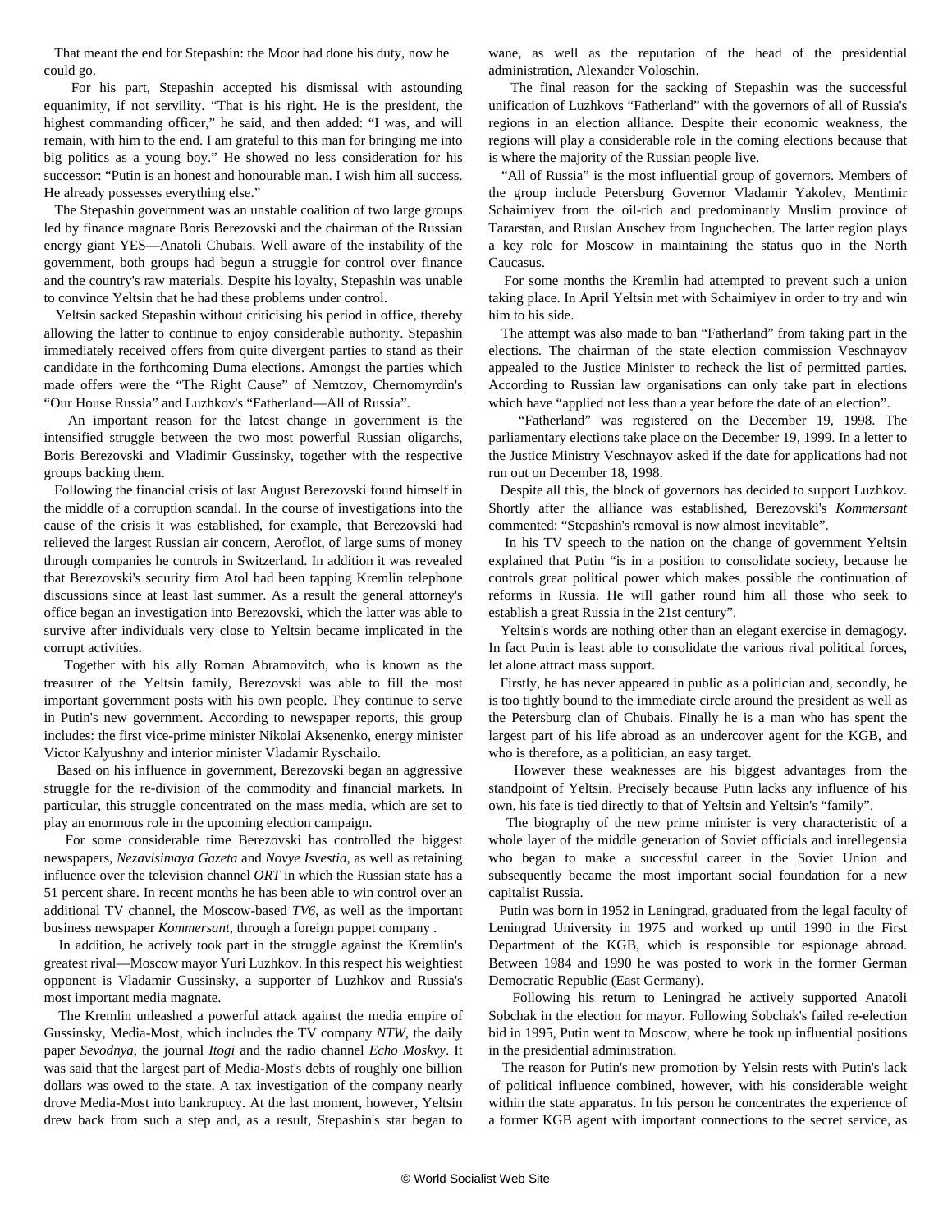That meant the end for Stepashin: the Moor had done his duty, now he could go.

For his part, Stepashin accepted his dismissal with astounding equanimity, if not servility. "That is his right. He is the president, the highest commanding officer," he said, and then added: "I was, and will remain, with him to the end. I am grateful to this man for bringing me into big politics as a young boy." He showed no less consideration for his successor: "Putin is an honest and honourable man. I wish him all success. He already possesses everything else."

The Stepashin government was an unstable coalition of two large groups led by finance magnate Boris Berezovski and the chairman of the Russian energy giant YES—Anatoli Chubais. Well aware of the instability of the government, both groups had begun a struggle for control over finance and the country's raw materials. Despite his loyalty, Stepashin was unable to convince Yeltsin that he had these problems under control.

Yeltsin sacked Stepashin without criticising his period in office, thereby allowing the latter to continue to enjoy considerable authority. Stepashin immediately received offers from quite divergent parties to stand as their candidate in the forthcoming Duma elections. Amongst the parties which made offers were the "The Right Cause" of Nemtzov, Chernomyrdin's "Our House Russia" and Luzhkov's "Fatherland—All of Russia".

An important reason for the latest change in government is the intensified struggle between the two most powerful Russian oligarchs, Boris Berezovski and Vladimir Gussinsky, together with the respective groups backing them.

Following the financial crisis of last August Berezovski found himself in the middle of a corruption scandal. In the course of investigations into the cause of the crisis it was established, for example, that Berezovski had relieved the largest Russian air concern, Aeroflot, of large sums of money through companies he controls in Switzerland. In addition it was revealed that Berezovski's security firm Atol had been tapping Kremlin telephone discussions since at least last summer. As a result the general attorney's office began an investigation into Berezovski, which the latter was able to survive after individuals very close to Yeltsin became implicated in the corrupt activities.

Together with his ally Roman Abramovitch, who is known as the treasurer of the Yeltsin family, Berezovski was able to fill the most important government posts with his own people. They continue to serve in Putin's new government. According to newspaper reports, this group includes: the first vice-prime minister Nikolai Aksenenko, energy minister Victor Kalyushny and interior minister Vladamir Ryschailo.

Based on his influence in government, Berezovski began an aggressive struggle for the re-division of the commodity and financial markets. In particular, this struggle concentrated on the mass media, which are set to play an enormous role in the upcoming election campaign.

For some considerable time Berezovski has controlled the biggest newspapers, *Nezavisimaya Gazeta* and *Novye Isvestia*, as well as retaining influence over the television channel *ORT* in which the Russian state has a 51 percent share. In recent months he has been able to win control over an additional TV channel, the Moscow-based *TV6*, as well as the important business newspaper *Kommersant*, through a foreign puppet company .

In addition, he actively took part in the struggle against the Kremlin's greatest rival—Moscow mayor Yuri Luzhkov. In this respect his weightiest opponent is Vladamir Gussinsky, a supporter of Luzhkov and Russia's most important media magnate.

The Kremlin unleashed a powerful attack against the media empire of Gussinsky, Media-Most, which includes the TV company *NTW*, the daily paper *Sevodnya*, the journal *Itogi* and the radio channel *Echo Moskvy*. It was said that the largest part of Media-Most's debts of roughly one billion dollars was owed to the state. A tax investigation of the company nearly drove Media-Most into bankruptcy. At the last moment, however, Yeltsin drew back from such a step and, as a result, Stepashin's star began to wane, as well as the reputation of the head of the presidential administration, Alexander Voloschin.

The final reason for the sacking of Stepashin was the successful unification of Luzhkovs "Fatherland" with the governors of all of Russia's regions in an election alliance. Despite their economic weakness, the regions will play a considerable role in the coming elections because that is where the majority of the Russian people live.

"All of Russia" is the most influential group of governors. Members of the group include Petersburg Governor Vladamir Yakolev, Mentimir Schaimiyev from the oil-rich and predominantly Muslim province of Tararstan, and Ruslan Auschev from Inguchechen. The latter region plays a key role for Moscow in maintaining the status quo in the North Caucasus.

For some months the Kremlin had attempted to prevent such a union taking place. In April Yeltsin met with Schaimiyev in order to try and win him to his side.

The attempt was also made to ban "Fatherland" from taking part in the elections. The chairman of the state election commission Veschnayov appealed to the Justice Minister to recheck the list of permitted parties. According to Russian law organisations can only take part in elections which have "applied not less than a year before the date of an election".

"Fatherland" was registered on the December 19, 1998. The parliamentary elections take place on the December 19, 1999. In a letter to the Justice Ministry Veschnayov asked if the date for applications had not run out on December 18, 1998.

Despite all this, the block of governors has decided to support Luzhkov. Shortly after the alliance was established, Berezovski's *Kommersant* commented: "Stepashin's removal is now almost inevitable".

In his TV speech to the nation on the change of government Yeltsin explained that Putin "is in a position to consolidate society, because he controls great political power which makes possible the continuation of reforms in Russia. He will gather round him all those who seek to establish a great Russia in the 21st century".

Yeltsin's words are nothing other than an elegant exercise in demagogy. In fact Putin is least able to consolidate the various rival political forces, let alone attract mass support.

Firstly, he has never appeared in public as a politician and, secondly, he is too tightly bound to the immediate circle around the president as well as the Petersburg clan of Chubais. Finally he is a man who has spent the largest part of his life abroad as an undercover agent for the KGB, and who is therefore, as a politician, an easy target.

However these weaknesses are his biggest advantages from the standpoint of Yeltsin. Precisely because Putin lacks any influence of his own, his fate is tied directly to that of Yeltsin and Yeltsin's "family".

The biography of the new prime minister is very characteristic of a whole layer of the middle generation of Soviet officials and intellegensia who began to make a successful career in the Soviet Union and subsequently became the most important social foundation for a new capitalist Russia.

Putin was born in 1952 in Leningrad, graduated from the legal faculty of Leningrad University in 1975 and worked up until 1990 in the First Department of the KGB, which is responsible for espionage abroad. Between 1984 and 1990 he was posted to work in the former German Democratic Republic (East Germany).

Following his return to Leningrad he actively supported Anatoli Sobchak in the election for mayor. Following Sobchak's failed re-election bid in 1995, Putin went to Moscow, where he took up influential positions in the presidential administration.

The reason for Putin's new promotion by Yelsin rests with Putin's lack of political influence combined, however, with his considerable weight within the state apparatus. In his person he concentrates the experience of a former KGB agent with important connections to the secret service, as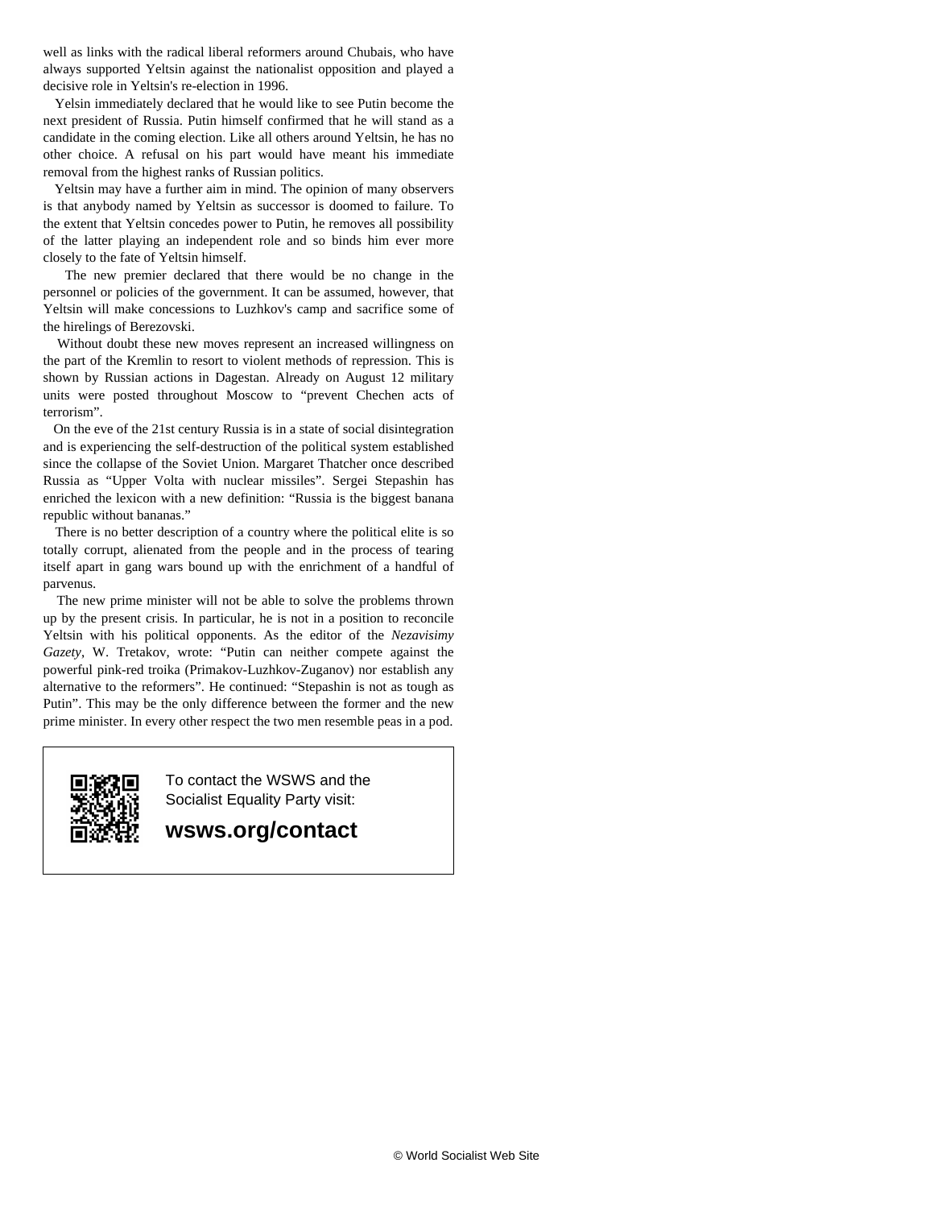well as links with the radical liberal reformers around Chubais, who have always supported Yeltsin against the nationalist opposition and played a decisive role in Yeltsin's re-election in 1996.

Yelsin immediately declared that he would like to see Putin become the next president of Russia. Putin himself confirmed that he will stand as a candidate in the coming election. Like all others around Yeltsin, he has no other choice. A refusal on his part would have meant his immediate removal from the highest ranks of Russian politics.

Yeltsin may have a further aim in mind. The opinion of many observers is that anybody named by Yeltsin as successor is doomed to failure. To the extent that Yeltsin concedes power to Putin, he removes all possibility of the latter playing an independent role and so binds him ever more closely to the fate of Yeltsin himself.

The new premier declared that there would be no change in the personnel or policies of the government. It can be assumed, however, that Yeltsin will make concessions to Luzhkov's camp and sacrifice some of the hirelings of Berezovski.

Without doubt these new moves represent an increased willingness on the part of the Kremlin to resort to violent methods of repression. This is shown by Russian actions in Dagestan. Already on August 12 military units were posted throughout Moscow to "prevent Chechen acts of terrorism".

On the eve of the 21st century Russia is in a state of social disintegration and is experiencing the self-destruction of the political system established since the collapse of the Soviet Union. Margaret Thatcher once described Russia as "Upper Volta with nuclear missiles". Sergei Stepashin has enriched the lexicon with a new definition: "Russia is the biggest banana republic without bananas."

There is no better description of a country where the political elite is so totally corrupt, alienated from the people and in the process of tearing itself apart in gang wars bound up with the enrichment of a handful of parvenus.

The new prime minister will not be able to solve the problems thrown up by the present crisis. In particular, he is not in a position to reconcile Yeltsin with his political opponents. As the editor of the *Nezavisimy Gazety*, W. Tretakov, wrote: "Putin can neither compete against the powerful pink-red troika (Primakov-Luzhkov-Zuganov) nor establish any alternative to the reformers". He continued: "Stepashin is not as tough as Putin". This may be the only difference between the former and the new prime minister. In every other respect the two men resemble peas in a pod.

To contact the WSWS and the Socialist Equality Party visit:

**wsws.org/contact**